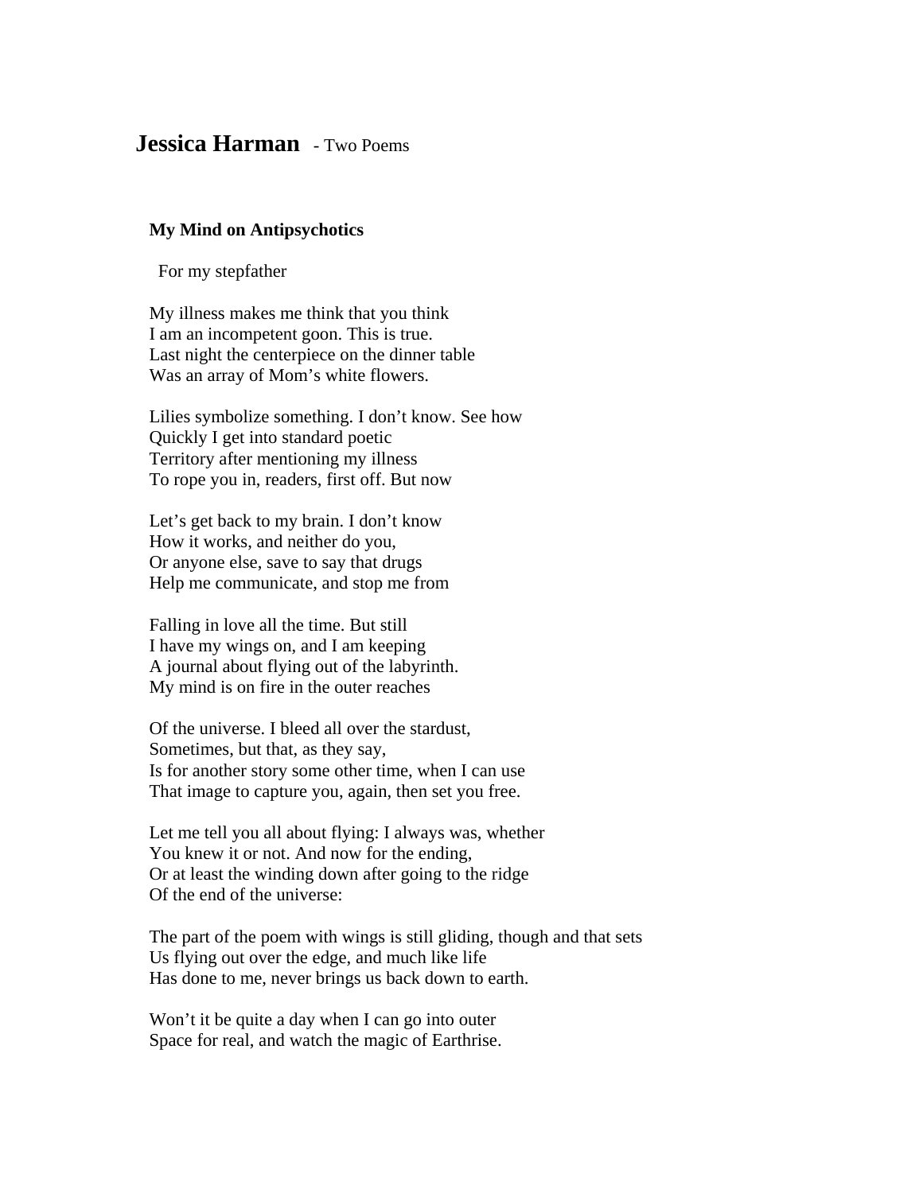# **Jessica Harman** - Two Poems

## **My Mind on Antipsychotics**

For my stepfather

My illness makes me think that you think
I am an incompetent goon. This is true.
Last night the centerpiece on the dinner table
Was an array of Mom's white flowers.

Lilies symbolize something. I don't know. See how
Quickly I get into standard poetic
Territory after mentioning my illness
To rope you in, readers, first off. But now

Let's get back to my brain. I don't know
How it works, and neither do you,
Or anyone else, save to say that drugs
Help me communicate, and stop me from

Falling in love all the time. But still
I have my wings on, and I am keeping
A journal about flying out of the labyrinth.
My mind is on fire in the outer reaches

Of the universe. I bleed all over the stardust,
Sometimes, but that, as they say,
Is for another story some other time, when I can use
That image to capture you, again, then set you free.

Let me tell you all about flying: I always was, whether
You knew it or not. And now for the ending,
Or at least the winding down after going to the ridge
Of the end of the universe:

The part of the poem with wings is still gliding, though and that sets
Us flying out over the edge, and much like life
Has done to me, never brings us back down to earth.

Won't it be quite a day when I can go into outer
Space for real, and watch the magic of Earthrise.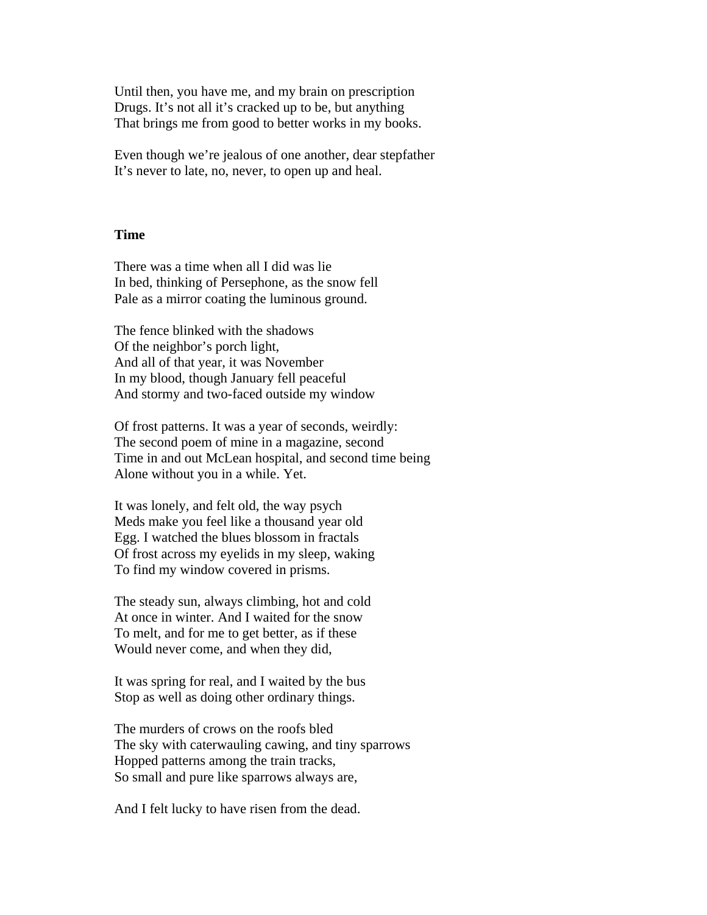Until then, you have me, and my brain on prescription
Drugs. It's not all it's cracked up to be, but anything
That brings me from good to better works in my books.

Even though we're jealous of one another, dear stepfather
It's never to late, no, never, to open up and heal.

**Time**

There was a time when all I did was lie
In bed, thinking of Persephone, as the snow fell
Pale as a mirror coating the luminous ground.

The fence blinked with the shadows
Of the neighbor's porch light,
And all of that year, it was November
In my blood, though January fell peaceful
And stormy and two-faced outside my window

Of frost patterns. It was a year of seconds, weirdly:
The second poem of mine in a magazine, second
Time in and out McLean hospital, and second time being
Alone without you in a while. Yet.

It was lonely, and felt old, the way psych
Meds make you feel like a thousand year old
Egg. I watched the blues blossom in fractals
Of frost across my eyelids in my sleep, waking
To find my window covered in prisms.

The steady sun, always climbing, hot and cold
At once in winter. And I waited for the snow
To melt, and for me to get better, as if these
Would never come, and when they did,

It was spring for real, and I waited by the bus
Stop as well as doing other ordinary things.

The murders of crows on the roofs bled
The sky with caterwauling cawing, and tiny sparrows
Hopped patterns among the train tracks,
So small and pure like sparrows always are,

And I felt lucky to have risen from the dead.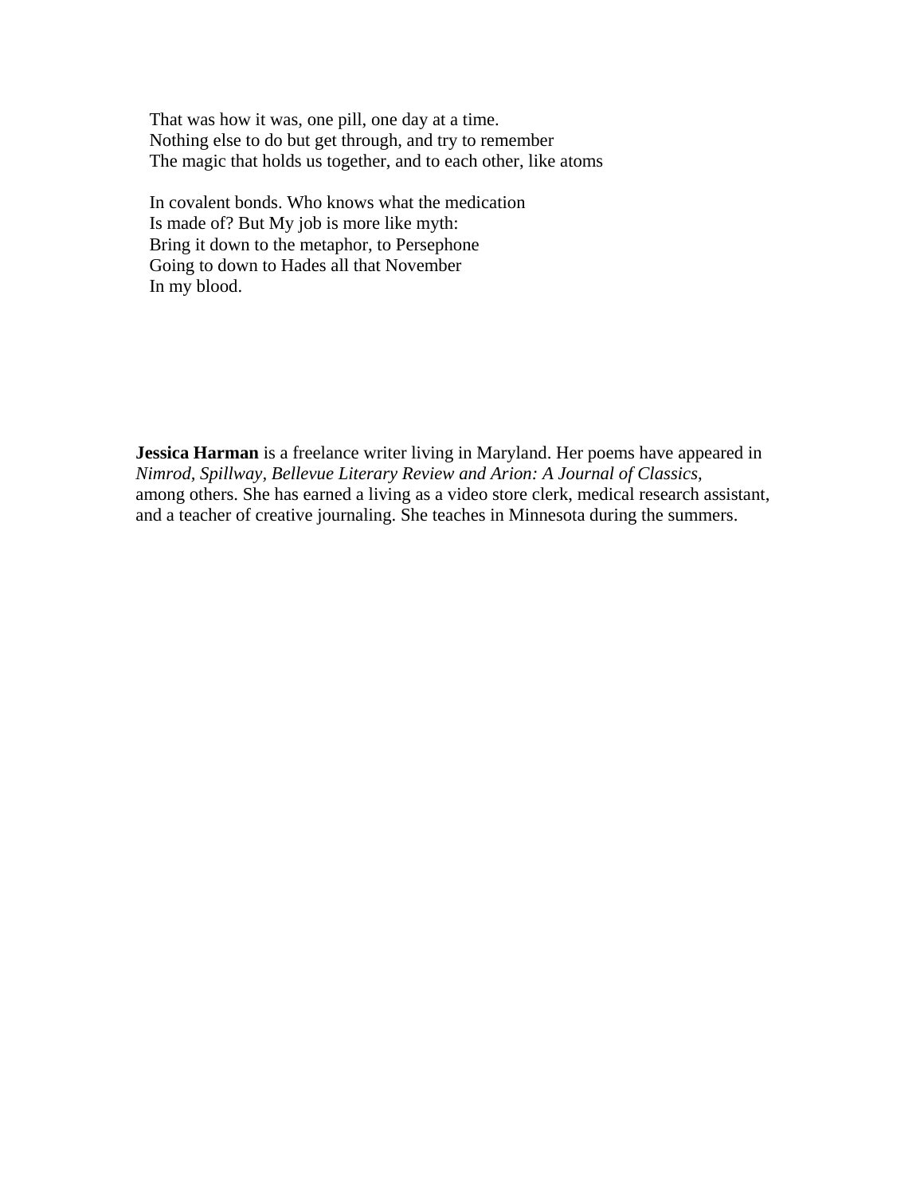That was how it was, one pill, one day at a time.  
Nothing else to do but get through, and try to remember  
The magic that holds us together, and to each other, like atoms

In covalent bonds. Who knows what the medication  
Is made of? But My job is more like myth:  
Bring it down to the metaphor, to Persephone  
Going to down to Hades all that November  
In my blood.

**Jessica Harman** is a freelance writer living in Maryland. Her poems have appeared in *Nimrod, Spillway, Bellevue Literary Review and Arion: A Journal of Classics,* among others. She has earned a living as a video store clerk, medical research assistant, and a teacher of creative journaling. She teaches in Minnesota during the summers.